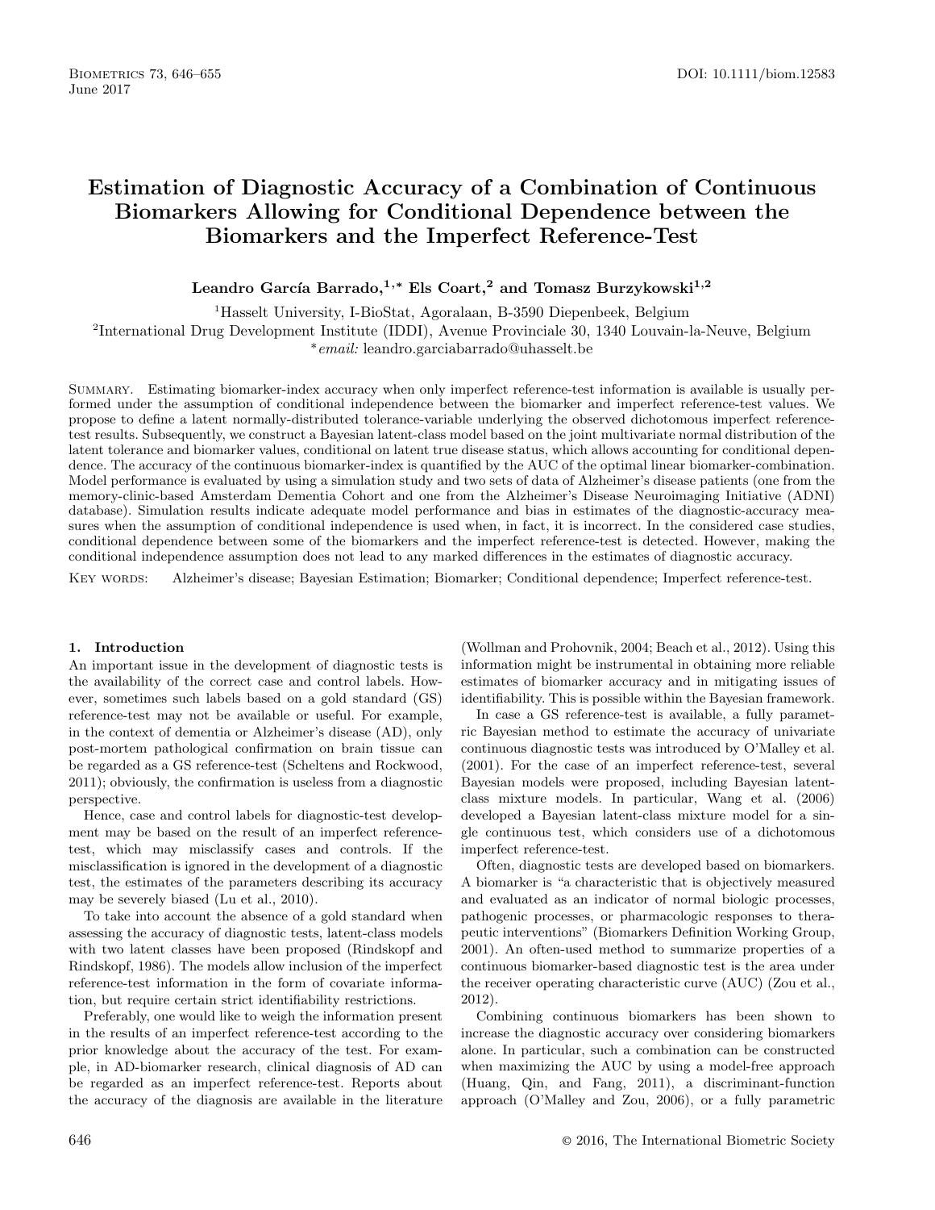# Estimation of Diagnostic Accuracy of a Combination of Continuous Biomarkers Allowing for Conditional Dependence between the Biomarkers and the Imperfect Reference-Test

**Leandro García Barrado,[1,*] Els Coart,[2] and Tomasz Burzykowski[1,2]**

[1]Hasselt University, I-BioStat, Agoralaan, B-3590 Diepenbeek, Belgium

[2]International Drug Development Institute (IDDI), Avenue Provinciale 30, 1340 Louvain-la-Neuve, Belgium

[*]*email:* leandro.garciabarrado@uhasselt.be

Summary. Estimating biomarker-index accuracy when only imperfect reference-test information is available is usually performed under the assumption of conditional independence between the biomarker and imperfect reference-test values. We propose to define a latent normally-distributed tolerance-variable underlying the observed dichotomous imperfect reference-test results. Subsequently, we construct a Bayesian latent-class model based on the joint multivariate normal distribution of the latent tolerance and biomarker values, conditional on latent true disease status, which allows accounting for conditional dependence. The accuracy of the continuous biomarker-index is quantified by the AUC of the optimal linear biomarker-combination. Model performance is evaluated by using a simulation study and two sets of data of Alzheimer's disease patients (one from the memory-clinic-based Amsterdam Dementia Cohort and one from the Alzheimer's Disease Neuroimaging Initiative (ADNI) database). Simulation results indicate adequate model performance and bias in estimates of the diagnostic-accuracy measures when the assumption of conditional independence is used when, in fact, it is incorrect. In the considered case studies, conditional dependence between some of the biomarkers and the imperfect reference-test is detected. However, making the conditional independence assumption does not lead to any marked differences in the estimates of diagnostic accuracy.

Key words: Alzheimer's disease; Bayesian Estimation; Biomarker; Conditional dependence; Imperfect reference-test.

## 1. Introduction

An important issue in the development of diagnostic tests is the availability of the correct case and control labels. However, sometimes such labels based on a gold standard (GS) reference-test may not be available or useful. For example, in the context of dementia or Alzheimer's disease (AD), only post-mortem pathological confirmation on brain tissue can be regarded as a GS reference-test (Scheltens and Rockwood, 2011); obviously, the confirmation is useless from a diagnostic perspective.

Hence, case and control labels for diagnostic-test development may be based on the result of an imperfect reference-test, which may misclassify cases and controls. If the misclassification is ignored in the development of a diagnostic test, the estimates of the parameters describing its accuracy may be severely biased (Lu et al., 2010).

To take into account the absence of a gold standard when assessing the accuracy of diagnostic tests, latent-class models with two latent classes have been proposed (Rindskopf and Rindskopf, 1986). The models allow inclusion of the imperfect reference-test information in the form of covariate information, but require certain strict identifiability restrictions.

Preferably, one would like to weigh the information present in the results of an imperfect reference-test according to the prior knowledge about the accuracy of the test. For example, in AD-biomarker research, clinical diagnosis of AD can be regarded as an imperfect reference-test. Reports about the accuracy of the diagnosis are available in the literature (Wollman and Prohovnik, 2004; Beach et al., 2012). Using this information might be instrumental in obtaining more reliable estimates of biomarker accuracy and in mitigating issues of identifiability. This is possible within the Bayesian framework.

In case a GS reference-test is available, a fully parametric Bayesian method to estimate the accuracy of univariate continuous diagnostic tests was introduced by O'Malley et al. (2001). For the case of an imperfect reference-test, several Bayesian models were proposed, including Bayesian latent-class mixture models. In particular, Wang et al. (2006) developed a Bayesian latent-class mixture model for a single continuous test, which considers use of a dichotomous imperfect reference-test.

Often, diagnostic tests are developed based on biomarkers. A biomarker is "a characteristic that is objectively measured and evaluated as an indicator of normal biologic processes, pathogenic processes, or pharmacologic responses to therapeutic interventions" (Biomarkers Definition Working Group, 2001). An often-used method to summarize properties of a continuous biomarker-based diagnostic test is the area under the receiver operating characteristic curve (AUC) (Zou et al., 2012).

Combining continuous biomarkers has been shown to increase the diagnostic accuracy over considering biomarkers alone. In particular, such a combination can be constructed when maximizing the AUC by using a model-free approach (Huang, Qin, and Fang, 2011), a discriminant-function approach (O'Malley and Zou, 2006), or a fully parametric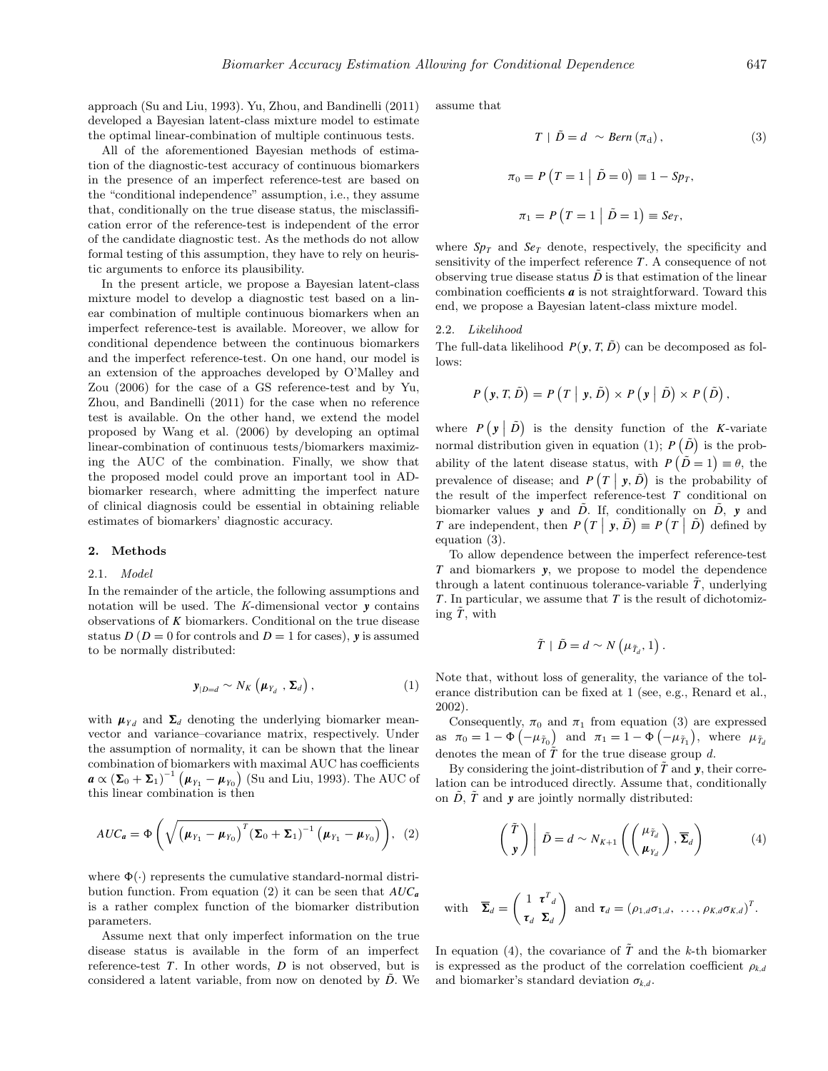approach (Su and Liu, 1993). Yu, Zhou, and Bandinelli (2011) developed a Bayesian latent-class mixture model to estimate the optimal linear-combination of multiple continuous tests.

All of the aforementioned Bayesian methods of estimation of the diagnostic-test accuracy of continuous biomarkers in the presence of an imperfect reference-test are based on the "conditional independence" assumption, i.e., they assume that, conditionally on the true disease status, the misclassification error of the reference-test is independent of the error of the candidate diagnostic test. As the methods do not allow formal testing of this assumption, they have to rely on heuristic arguments to enforce its plausibility.

In the present article, we propose a Bayesian latent-class mixture model to develop a diagnostic test based on a linear combination of multiple continuous biomarkers when an imperfect reference-test is available. Moreover, we allow for conditional dependence between the continuous biomarkers and the imperfect reference-test. On one hand, our model is an extension of the approaches developed by O'Malley and Zou (2006) for the case of a GS reference-test and by Yu, Zhou, and Bandinelli (2011) for the case when no reference test is available. On the other hand, we extend the model proposed by Wang et al. (2006) by developing an optimal linear-combination of continuous tests/biomarkers maximizing the AUC of the combination. Finally, we show that the proposed model could prove an important tool in AD-biomarker research, where admitting the imperfect nature of clinical diagnosis could be essential in obtaining reliable estimates of biomarkers' diagnostic accuracy.

## 2. Methods

### 2.1. *Model*

In the remainder of the article, the following assumptions and notation will be used. The $K$-dimensional vector $\boldsymbol{y}$ contains observations of $K$ biomarkers. Conditional on the true disease status $D$ ($D = 0$ for controls and $D = 1$ for cases), $\boldsymbol{y}$ is assumed to be normally distributed:

$$\boldsymbol{y}_{|D=d} \sim N_K\left(\boldsymbol{\mu}_{Y_d}, \boldsymbol{\Sigma}_d\right), \tag{1}$$

with $\boldsymbol{\mu}_{Y_d}$ and $\boldsymbol{\Sigma}_d$ denoting the underlying biomarker mean-vector and variance–covariance matrix, respectively. Under the assumption of normality, it can be shown that the linear combination of biomarkers with maximal AUC has coefficients $\boldsymbol{a} \propto \left(\boldsymbol{\Sigma}_0 + \boldsymbol{\Sigma}_1\right)^{-1}\left(\boldsymbol{\mu}_{Y_1} - \boldsymbol{\mu}_{Y_0}\right)$ (Su and Liu, 1993). The AUC of this linear combination is then

$$AUC_{\boldsymbol{a}} = \Phi\left(\sqrt{\left(\boldsymbol{\mu}_{Y_1} - \boldsymbol{\mu}_{Y_0}\right)^T \left(\boldsymbol{\Sigma}_0 + \boldsymbol{\Sigma}_1\right)^{-1}\left(\boldsymbol{\mu}_{Y_1} - \boldsymbol{\mu}_{Y_0}\right)}\right), \tag{2}$$

where $\Phi(\cdot)$ represents the cumulative standard-normal distribution function. From equation (2) it can be seen that $AUC_{\boldsymbol{a}}$ is a rather complex function of the biomarker distribution parameters.

Assume next that only imperfect information on the true disease status is available in the form of an imperfect reference-test $T$. In other words, $D$ is not observed, but is considered a latent variable, from now on denoted by $\tilde{D}$. We assume that

$$T \mid \tilde{D} = d \sim Bern\left(\pi_d\right), \tag{3}$$

$$\pi_0 = P\left(T = 1 \mid \tilde{D} = 0\right) \equiv 1 - Sp_T,$$

$$\pi_1 = P\left(T = 1 \mid \tilde{D} = 1\right) \equiv Se_T,$$

where $Sp_T$ and $Se_T$ denote, respectively, the specificity and sensitivity of the imperfect reference $T$. A consequence of not observing true disease status $\tilde{D}$ is that estimation of the linear combination coefficients $\boldsymbol{a}$ is not straightforward. Toward this end, we propose a Bayesian latent-class mixture model.

### 2.2. *Likelihood*

The full-data likelihood $P(\boldsymbol{y}, T, \tilde{D})$ can be decomposed as follows:

$$P\left(\boldsymbol{y}, T, \tilde{D}\right) = P\left(T \mid \boldsymbol{y}, \tilde{D}\right) \times P\left(\boldsymbol{y} \mid \tilde{D}\right) \times P\left(\tilde{D}\right),$$

where $P\left(\boldsymbol{y} \mid \tilde{D}\right)$ is the density function of the $K$-variate normal distribution given in equation (1); $P\left(\tilde{D}\right)$ is the probability of the latent disease status, with $P\left(\tilde{D} = 1\right) \equiv \theta$, the prevalence of disease; and $P\left(T \mid \boldsymbol{y}, \tilde{D}\right)$ is the probability of the result of the imperfect reference-test $T$ conditional on biomarker values $\boldsymbol{y}$ and $\tilde{D}$. If, conditionally on $\tilde{D}$, $\boldsymbol{y}$ and $T$ are independent, then $P\left(T \mid \boldsymbol{y}, \tilde{D}\right) \equiv P\left(T \mid \tilde{D}\right)$ defined by equation (3).

To allow dependence between the imperfect reference-test $T$ and biomarkers $\boldsymbol{y}$, we propose to model the dependence through a latent continuous tolerance-variable $\tilde{T}$, underlying $T$. In particular, we assume that $T$ is the result of dichotomizing $\tilde{T}$, with

$$\tilde{T} \mid \tilde{D} = d \sim N\left(\mu_{\tilde{T}_d}, 1\right).$$

Note that, without loss of generality, the variance of the tolerance distribution can be fixed at 1 (see, e.g., Renard et al., 2002).

Consequently, $\pi_0$ and $\pi_1$ from equation (3) are expressed as $\pi_0 = 1 - \Phi\left(-\mu_{\tilde{T}_0}\right)$ and $\pi_1 = 1 - \Phi\left(-\mu_{\tilde{T}_1}\right)$, where $\mu_{\tilde{T}_d}$ denotes the mean of $\tilde{T}$ for the true disease group $d$.

By considering the joint-distribution of $\tilde{T}$ and $\boldsymbol{y}$, their correlation can be introduced directly. Assume that, conditionally on $\tilde{D}$, $\tilde{T}$ and $\boldsymbol{y}$ are jointly normally distributed:

$$\begin{pmatrix} \tilde{T} \\ \boldsymbol{y} \end{pmatrix} \Bigg| \tilde{D} = d \sim N_{K+1}\left(\begin{pmatrix} \mu_{\tilde{T}_d} \\ \boldsymbol{\mu}_{Y_d} \end{pmatrix}, \overline{\boldsymbol{\Sigma}}_d\right) \tag{4}$$

$$\text{with} \quad \overline{\boldsymbol{\Sigma}}_d = \begin{pmatrix} 1 & \boldsymbol{\tau}^T{}_d \\ \boldsymbol{\tau}_d & \boldsymbol{\Sigma}_d \end{pmatrix} \text{ and } \boldsymbol{\tau}_d = \left(\rho_{1,d}\sigma_{1,d}, \ \ldots, \rho_{K,d}\sigma_{K,d}\right)^T.$$

In equation (4), the covariance of $\tilde{T}$ and the $k$-th biomarker is expressed as the product of the correlation coefficient $\rho_{k,d}$ and biomarker's standard deviation $\sigma_{k,d}$.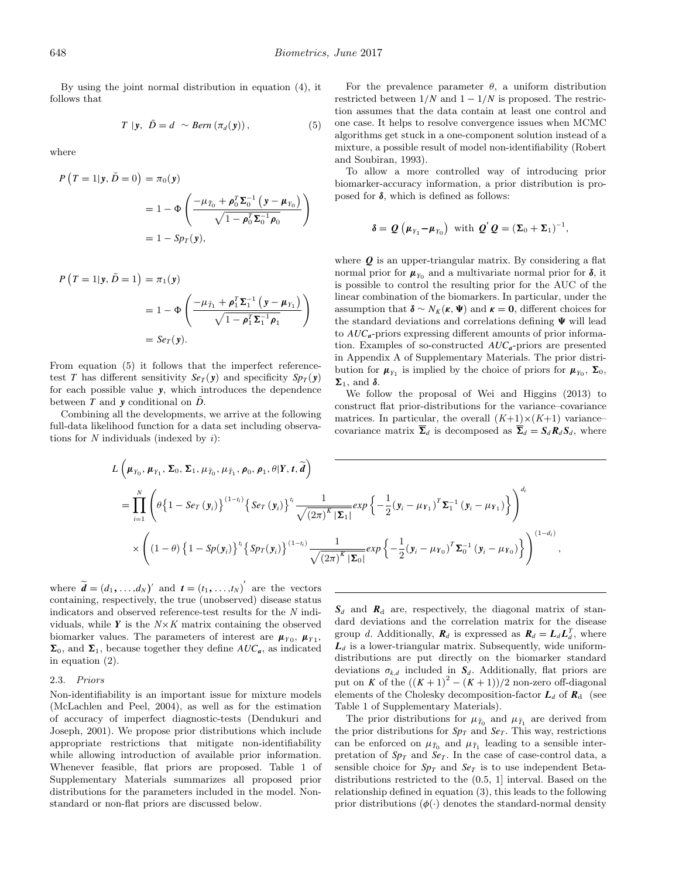By using the joint normal distribution in equation (4), it follows that

$$T \mid \boldsymbol{y},\ \tilde{D} = d \ \sim Bern\left(\pi_d(\boldsymbol{y})\right), \tag{5}$$

where

$$\begin{aligned}
P\left(T = 1 \mid \boldsymbol{y}, \tilde{D} = 0\right) &= \pi_0(\boldsymbol{y}) \\
&= 1 - \Phi\left(\frac{-\mu_{\tilde{T}_0} + \boldsymbol{\rho}_0^T \boldsymbol{\Sigma}_0^{-1}\left(\boldsymbol{y} - \boldsymbol{\mu}_{Y_0}\right)}{\sqrt{1 - \boldsymbol{\rho}_0^T \boldsymbol{\Sigma}_0^{-1} \boldsymbol{\rho}_0}}\right) \\
&= 1 - Sp_T(\boldsymbol{y}),
\end{aligned}$$

$$\begin{aligned}
P\left(T = 1 \mid \boldsymbol{y}, \tilde{D} = 1\right) &= \pi_1(\boldsymbol{y}) \\
&= 1 - \Phi\left(\frac{-\mu_{\tilde{T}_1} + \boldsymbol{\rho}_1^T \boldsymbol{\Sigma}_1^{-1}\left(\boldsymbol{y} - \boldsymbol{\mu}_{Y_1}\right)}{\sqrt{1 - \boldsymbol{\rho}_1^T \boldsymbol{\Sigma}_1^{-1} \boldsymbol{\rho}_1}}\right) \\
&= Se_T(\boldsymbol{y}).
\end{aligned}$$

From equation (5) it follows that the imperfect reference-test $T$ has different sensitivity $Se_T(\boldsymbol{y})$ and specificity $Sp_T(\boldsymbol{y})$ for each possible value $\boldsymbol{y}$, which introduces the dependence between $T$ and $\boldsymbol{y}$ conditional on $\tilde{D}$.

Combining all the developments, we arrive at the following full-data likelihood function for a data set including observations for $N$ individuals (indexed by $i$):

$$\begin{aligned}
&L\left(\boldsymbol{\mu}_{Y_0}, \boldsymbol{\mu}_{Y_1}, \boldsymbol{\Sigma}_0, \boldsymbol{\Sigma}_1, \mu_{\tilde{T}_0}, \mu_{\tilde{T}_1}, \boldsymbol{\rho}_0, \boldsymbol{\rho}_1, \theta \mid \boldsymbol{Y}, \boldsymbol{t}, \widetilde{\boldsymbol{d}}\right) \\
&= \prod_{i=1}^{N} \left(\theta\left\{1 - Se_T\left(\boldsymbol{y}_i\right)\right\}^{(1-t_i)}\left\{Se_T\left(\boldsymbol{y}_i\right)\right\}^{t_i} \frac{1}{\sqrt{(2\pi)^K |\boldsymbol{\Sigma}_1|}} exp\left\{-\frac{1}{2}(\boldsymbol{y}_i - \boldsymbol{\mu}_{Y_1})^T \boldsymbol{\Sigma}_1^{-1}(\boldsymbol{y}_i - \boldsymbol{\mu}_{Y_1})\right\}\right)^{d_i} \\
&\quad \times \left((1-\theta)\left\{1 - Sp(\boldsymbol{y}_i)\right\}^{t_i}\left\{Sp_T(\boldsymbol{y}_i)\right\}^{(1-t_i)} \frac{1}{\sqrt{(2\pi)^K |\boldsymbol{\Sigma}_0|}} exp\left\{-\frac{1}{2}(\boldsymbol{y}_i - \boldsymbol{\mu}_{Y_0})^T \boldsymbol{\Sigma}_0^{-1}(\boldsymbol{y}_i - \boldsymbol{\mu}_{Y_0})\right\}\right)^{(1-d_i)},
\end{aligned}$$

where $\widetilde{\boldsymbol{d}} = (d_1, \ldots, d_N)'$ and $\boldsymbol{t} = (t_1, \ldots, t_N)'$ are the vectors containing, respectively, the true (unobserved) disease status indicators and observed reference-test results for the $N$ individuals, while $\boldsymbol{Y}$ is the $N \times K$ matrix containing the observed biomarker values. The parameters of interest are $\boldsymbol{\mu}_{Y_0}$, $\boldsymbol{\mu}_{Y_1}$, $\boldsymbol{\Sigma}_0$, and $\boldsymbol{\Sigma}_1$, because together they define $AUC_{\boldsymbol{a}}$, as indicated in equation (2).

### 2.3. *Priors*

Non-identifiability is an important issue for mixture models (McLachlen and Peel, 2004), as well as for the estimation of accuracy of imperfect diagnostic-tests (Dendukuri and Joseph, 2001). We propose prior distributions which include appropriate restrictions that mitigate non-identifiability while allowing introduction of available prior information. Whenever feasible, flat priors are proposed. Table 1 of Supplementary Materials summarizes all proposed prior distributions for the parameters included in the model. Non-standard or non-flat priors are discussed below.

For the prevalence parameter $\theta$, a uniform distribution restricted between $1/N$ and $1 - 1/N$ is proposed. The restriction assumes that the data contain at least one control and one case. It helps to resolve convergence issues when MCMC algorithms get stuck in a one-component solution instead of a mixture, a possible result of model non-identifiability (Robert and Soubiran, 1993).

To allow a more controlled way of introducing prior biomarker-accuracy information, a prior distribution is proposed for $\boldsymbol{\delta}$, which is defined as follows:

$$\boldsymbol{\delta} = \boldsymbol{Q}\left(\boldsymbol{\mu}_{Y_1} - \boldsymbol{\mu}_{Y_0}\right) \ \text{ with } \boldsymbol{Q}'\boldsymbol{Q} = (\boldsymbol{\Sigma}_0 + \boldsymbol{\Sigma}_1)^{-1},$$

where $\boldsymbol{Q}$ is an upper-triangular matrix. By considering a flat normal prior for $\boldsymbol{\mu}_{Y_0}$ and a multivariate normal prior for $\boldsymbol{\delta}$, it is possible to control the resulting prior for the AUC of the linear combination of the biomarkers. In particular, under the assumption that $\boldsymbol{\delta} \sim N_K(\boldsymbol{\kappa}, \boldsymbol{\Psi})$ and $\boldsymbol{\kappa} = \boldsymbol{0}$, different choices for the standard deviations and correlations defining $\boldsymbol{\Psi}$ will lead to $AUC_{\boldsymbol{a}}$-priors expressing different amounts of prior information. Examples of so-constructed $AUC_{\boldsymbol{a}}$-priors are presented in Appendix A of Supplementary Materials. The prior distribution for $\boldsymbol{\mu}_{Y_1}$ is implied by the choice of priors for $\boldsymbol{\mu}_{Y_0}$, $\boldsymbol{\Sigma}_0$, $\boldsymbol{\Sigma}_1$, and $\boldsymbol{\delta}$.

We follow the proposal of Wei and Higgins (2013) to construct flat prior-distributions for the variance–covariance matrices. In particular, the overall $(K+1) \times (K+1)$ variance–covariance matrix $\overline{\boldsymbol{\Sigma}}_d$ is decomposed as $\overline{\boldsymbol{\Sigma}}_d = \boldsymbol{S}_d \boldsymbol{R}_d \boldsymbol{S}_d$, where $\boldsymbol{S}_d$ and $\boldsymbol{R}_d$ are, respectively, the diagonal matrix of standard deviations and the correlation matrix for the disease group $d$. Additionally, $\boldsymbol{R}_d$ is expressed as $\boldsymbol{R}_d = \boldsymbol{L}_d \boldsymbol{L}_d^T$, where $\boldsymbol{L}_d$ is a lower-triangular matrix. Subsequently, wide uniform-distributions are put directly on the biomarker standard deviations $\sigma_{k,d}$ included in $\boldsymbol{S}_d$. Additionally, flat priors are put on $K$ of the $((K+1)^2 - (K+1))/2$ non-zero off-diagonal elements of the Cholesky decomposition-factor $\boldsymbol{L}_d$ of $\boldsymbol{R}_d$ (see Table 1 of Supplementary Materials).

The prior distributions for $\mu_{\tilde{T}_0}$ and $\mu_{\tilde{T}_1}$ are derived from the prior distributions for $Sp_T$ and $Se_T$. This way, restrictions can be enforced on $\mu_{\tilde{T}_0}$ and $\mu_{\tilde{T}_1}$ leading to a sensible interpretation of $Sp_T$ and $Se_T$. In the case of case-control data, a sensible choice for $Sp_T$ and $Se_T$ is to use independent Beta-distributions restricted to the (0.5, 1] interval. Based on the relationship defined in equation (3), this leads to the following prior distributions ($\phi(\cdot)$ denotes the standard-normal density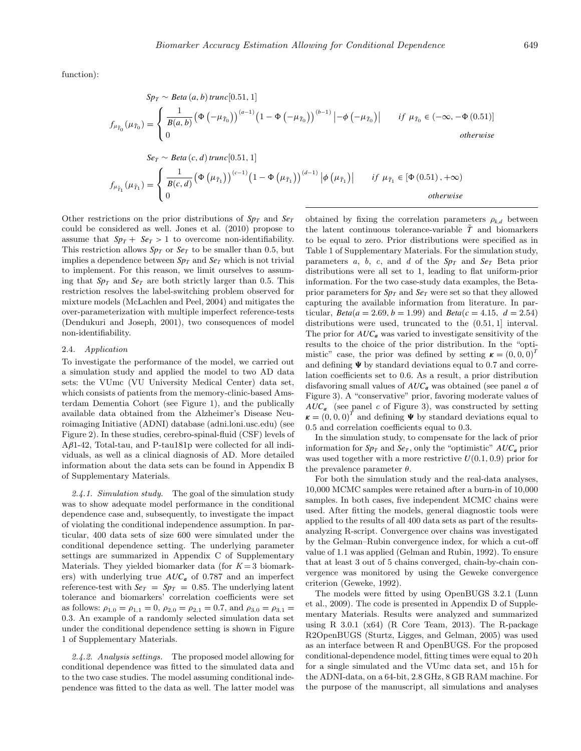function):

$$Sp_T \sim Beta\,(a, b)\,trunc[0.51, 1]$$

$$f_{\mu_{\tilde{T}_0}}(\mu_{\tilde{T}_0}) = \begin{cases} \dfrac{1}{B(a,b)} \left(\Phi\left(-\mu_{\tilde{T}_0}\right)\right)^{(a-1)} \left(1 - \Phi\left(-\mu_{\tilde{T}_0}\right)\right)^{(b-1)} \left|-\phi\left(-\mu_{\tilde{T}_0}\right)\right| & if\ \mu_{\tilde{T}_0} \in (-\infty, -\Phi\,(0.51)] \\ 0 & otherwise \end{cases}$$

$$Se_T \sim Beta\,(c, d)\,trunc[0.51, 1]$$

$$f_{\mu_{\tilde{T}_1}}(\mu_{\tilde{T}_1}) = \begin{cases} \dfrac{1}{B(c,d)} \left(\Phi\left(\mu_{\tilde{T}_1}\right)\right)^{(c-1)} \left(1 - \Phi\left(\mu_{\tilde{T}_1}\right)\right)^{(d-1)} \left|\phi\left(\mu_{\tilde{T}_1}\right)\right| & if\ \mu_{\tilde{T}_1} \in [\Phi\,(0.51)\,, +\infty) \\ 0 & otherwise \end{cases}$$

Other restrictions on the prior distributions of $Sp_T$ and $Se_T$ could be considered as well. Jones et al. (2010) propose to assume that $Sp_T + Se_T > 1$ to overcome non-identifiability. This restriction allows $Sp_T$ or $Se_T$ to be smaller than 0.5, but implies a dependence between $Sp_T$ and $Se_T$ which is not trivial to implement. For this reason, we limit ourselves to assuming that $Sp_T$ and $Se_T$ are both strictly larger than 0.5. This restriction resolves the label-switching problem observed for mixture models (McLachlen and Peel, 2004) and mitigates the over-parameterization with multiple imperfect reference-tests (Dendukuri and Joseph, 2001), two consequences of model non-identifiability.

### 2.4. *Application*

To investigate the performance of the model, we carried out a simulation study and applied the model to two AD data sets: the VUmc (VU University Medical Center) data set, which consists of patients from the memory-clinic-based Amsterdam Dementia Cohort (see Figure 1), and the publically available data obtained from the Alzheimer's Disease Neuroimaging Initiative (ADNI) database (adni.loni.usc.edu) (see Figure 2). In these studies, cerebro-spinal-fluid (CSF) levels of A$\beta$1-42, Total-tau, and P-tau181p were collected for all individuals, as well as a clinical diagnosis of AD. More detailed information about the data sets can be found in Appendix B of Supplementary Materials.

*2.4.1. Simulation study.* The goal of the simulation study was to show adequate model performance in the conditional dependence case and, subsequently, to investigate the impact of violating the conditional independence assumption. In particular, 400 data sets of size 600 were simulated under the conditional dependence setting. The underlying parameter settings are summarized in Appendix C of Supplementary Materials. They yielded biomarker data (for $K = 3$ biomarkers) with underlying true $AUC_a$ of 0.787 and an imperfect reference-test with $Se_T = Sp_T = 0.85$. The underlying latent tolerance and biomarkers' correlation coefficients were set as follows: $\rho_{1,0} = \rho_{1,1} = 0$, $\rho_{2,0} = \rho_{2,1} = 0.7$, and $\rho_{3,0} = \rho_{3,1} = 0.3$. An example of a randomly selected simulation data set under the conditional dependence setting is shown in Figure 1 of Supplementary Materials.

*2.4.2. Analysis settings.* The proposed model allowing for conditional dependence was fitted to the simulated data and to the two case studies. The model assuming conditional independence was fitted to the data as well. The latter model was obtained by fixing the correlation parameters $\rho_{k,d}$ between the latent continuous tolerance-variable $\tilde{T}$ and biomarkers to be equal to zero. Prior distributions were specified as in Table 1 of Supplementary Materials. For the simulation study, parameters $a$, $b$, $c$, and $d$ of the $Sp_T$ and $Se_T$ Beta prior distributions were all set to 1, leading to flat uniform-prior information. For the two case-study data examples, the Beta-prior parameters for $Sp_T$ and $Se_T$ were set so that they allowed capturing the available information from literature. In particular, $Beta(a = 2.69, b = 1.99)$ and $Beta(c = 4.15,\ d = 2.54)$ distributions were used, truncated to the $(0.51, 1]$ interval. The prior for $AUC_a$ was varied to investigate sensitivity of the results to the choice of the prior distribution. In the "optimistic" case, the prior was defined by setting $\boldsymbol{\kappa} = (0, 0, 0)^T$ and defining $\boldsymbol{\Psi}$ by standard deviations equal to 0.7 and correlation coefficients set to 0.6. As a result, a prior distribution disfavoring small values of $AUC_a$ was obtained (see panel *a* of Figure 3). A "conservative" prior, favoring moderate values of $AUC_a$ (see panel *c* of Figure 3), was constructed by setting $\boldsymbol{\kappa} = (0, 0, 0)^T$ and defining $\boldsymbol{\Psi}$ by standard deviations equal to 0.5 and correlation coefficients equal to 0.3.

In the simulation study, to compensate for the lack of prior information for $Sp_T$ and $Se_T$, only the "optimistic" $AUC_a$ prior was used together with a more restrictive $U(0.1, 0.9)$ prior for the prevalence parameter $\theta$.

For both the simulation study and the real-data analyses, 10,000 MCMC samples were retained after a burn-in of 10,000 samples. In both cases, five independent MCMC chains were used. After fitting the models, general diagnostic tools were applied to the results of all 400 data sets as part of the results-analyzing R-script. Convergence over chains was investigated by the Gelman–Rubin convergence index, for which a cut-off value of 1.1 was applied (Gelman and Rubin, 1992). To ensure that at least 3 out of 5 chains converged, chain-by-chain convergence was monitored by using the Geweke convergence criterion (Geweke, 1992).

The models were fitted by using OpenBUGS 3.2.1 (Lunn et al., 2009). The code is presented in Appendix D of Supplementary Materials. Results were analyzed and summarized using R 3.0.1 (x64) (R Core Team, 2013). The R-package R2OpenBUGS (Sturtz, Ligges, and Gelman, 2005) was used as an interface between R and OpenBUGS. For the proposed conditional-dependence model, fitting times were equal to 20 h for a single simulated and the VUmc data set, and 15 h for the ADNI-data, on a 64-bit, 2.8 GHz, 8 GB RAM machine. For the purpose of the manuscript, all simulations and analyses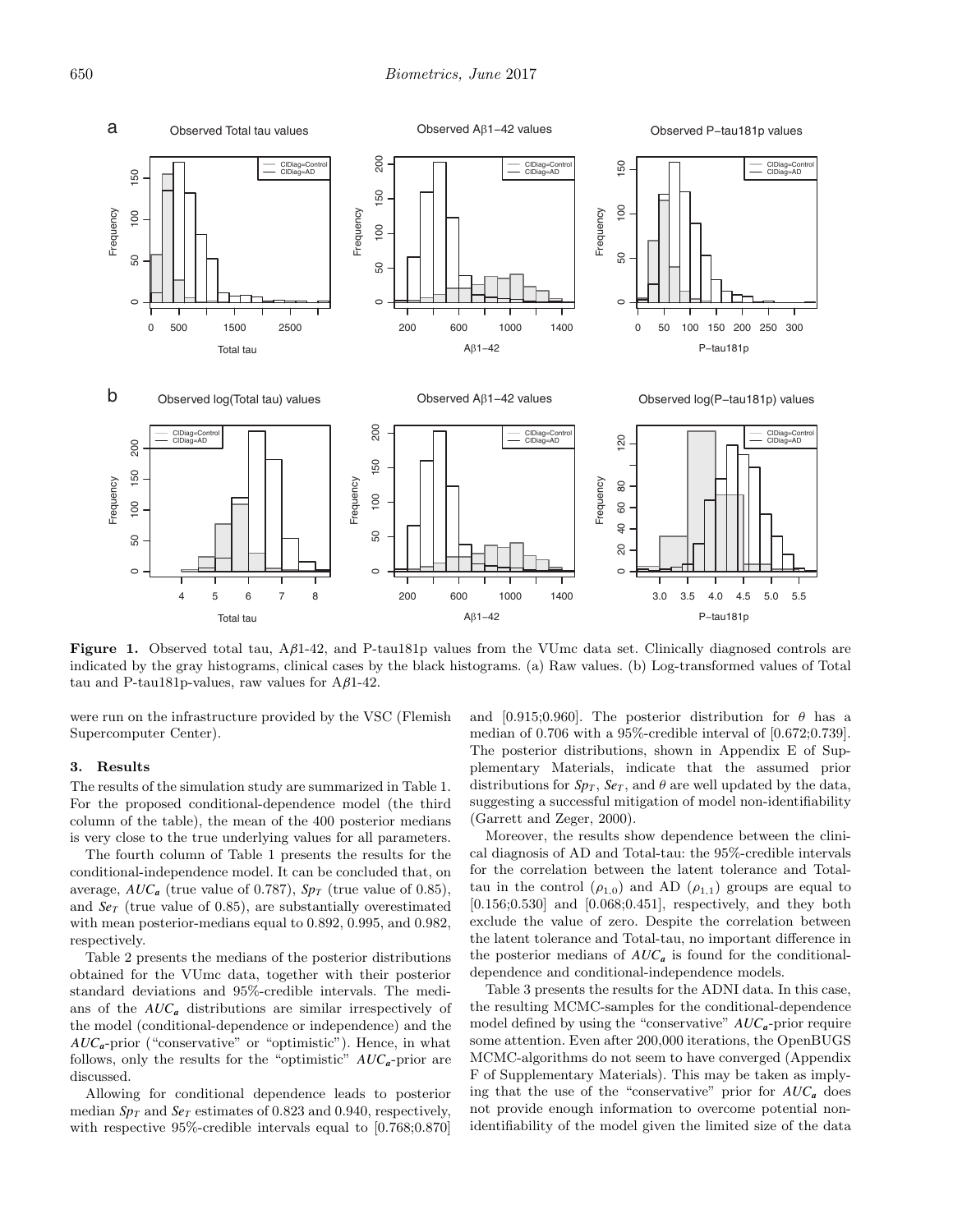**Figure 1.** Observed total tau, Aβ1-42, and P-tau181p values from the VUmc data set. Clinically diagnosed controls are indicated by the gray histograms, clinical cases by the black histograms. (a) Raw values. (b) Log-transformed values of Total tau and P-tau181p-values, raw values for Aβ1-42.

were run on the infrastructure provided by the VSC (Flemish Supercomputer Center).

## 3. Results

The results of the simulation study are summarized in Table 1. For the proposed conditional-dependence model (the third column of the table), the mean of the 400 posterior medians is very close to the true underlying values for all parameters.

The fourth column of Table 1 presents the results for the conditional-independence model. It can be concluded that, on average, $AUC_a$ (true value of 0.787), $Sp_T$ (true value of 0.85), and $Se_T$ (true value of 0.85), are substantially overestimated with mean posterior-medians equal to 0.892, 0.995, and 0.982, respectively.

Table 2 presents the medians of the posterior distributions obtained for the VUmc data, together with their posterior standard deviations and 95%-credible intervals. The medians of the $AUC_a$ distributions are similar irrespectively of the model (conditional-dependence or independence) and the $AUC_a$-prior ("conservative" or "optimistic"). Hence, in what follows, only the results for the "optimistic" $AUC_a$-prior are discussed.

Allowing for conditional dependence leads to posterior median $Sp_T$ and $Se_T$ estimates of 0.823 and 0.940, respectively, with respective 95%-credible intervals equal to [0.768;0.870] and [0.915;0.960]. The posterior distribution for $\theta$ has a median of 0.706 with a 95%-credible interval of [0.672;0.739]. The posterior distributions, shown in Appendix E of Supplementary Materials, indicate that the assumed prior distributions for $Sp_T$, $Se_T$, and $\theta$ are well updated by the data, suggesting a successful mitigation of model non-identifiability (Garrett and Zeger, 2000).

Moreover, the results show dependence between the clinical diagnosis of AD and Total-tau: the 95%-credible intervals for the correlation between the latent tolerance and Total-tau in the control ($\rho_{1,0}$) and AD ($\rho_{1,1}$) groups are equal to [0.156;0.530] and [0.068;0.451], respectively, and they both exclude the value of zero. Despite the correlation between the latent tolerance and Total-tau, no important difference in the posterior medians of $AUC_a$ is found for the conditional-dependence and conditional-independence models.

Table 3 presents the results for the ADNI data. In this case, the resulting MCMC-samples for the conditional-dependence model defined by using the "conservative" $AUC_a$-prior require some attention. Even after 200,000 iterations, the OpenBUGS MCMC-algorithms do not seem to have converged (Appendix F of Supplementary Materials). This may be taken as implying that the use of the "conservative" prior for $AUC_a$ does not provide enough information to overcome potential non-identifiability of the model given the limited size of the data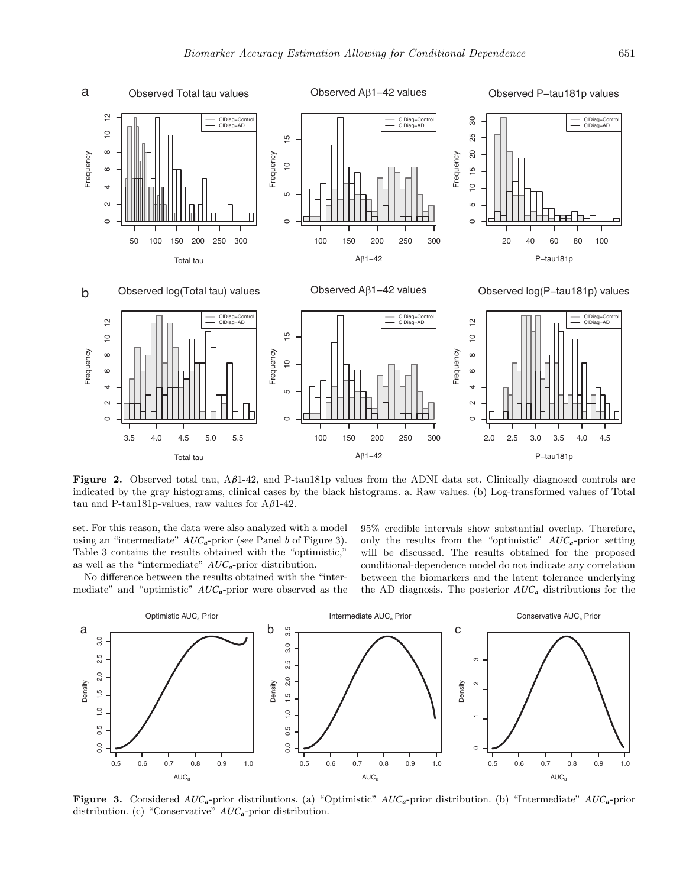**Figure 2.** Observed total tau, Aβ1-42, and P-tau181p values from the ADNI data set. Clinically diagnosed controls are indicated by the gray histograms, clinical cases by the black histograms. a. Raw values. (b) Log-transformed values of Total tau and P-tau181p-values, raw values for Aβ1-42.

set. For this reason, the data were also analyzed with a model using an "intermediate" $AUC_a$-prior (see Panel *b* of Figure 3). Table 3 contains the results obtained with the "optimistic," as well as the "intermediate" $AUC_a$-prior distribution.

No difference between the results obtained with the "intermediate" and "optimistic" $AUC_a$-prior were observed as the 95% credible intervals show substantial overlap. Therefore, only the results from the "optimistic" $AUC_a$-prior setting will be discussed. The results obtained for the proposed conditional-dependence model do not indicate any correlation between the biomarkers and the latent tolerance underlying the AD diagnosis. The posterior $\boldsymbol{AUC_a}$ distributions for the

**Figure 3.** Considered $AUC_a$-prior distributions. (a) "Optimistic" $AUC_a$-prior distribution. (b) "Intermediate" $AUC_a$-prior distribution. (c) "Conservative" $AUC_a$-prior distribution.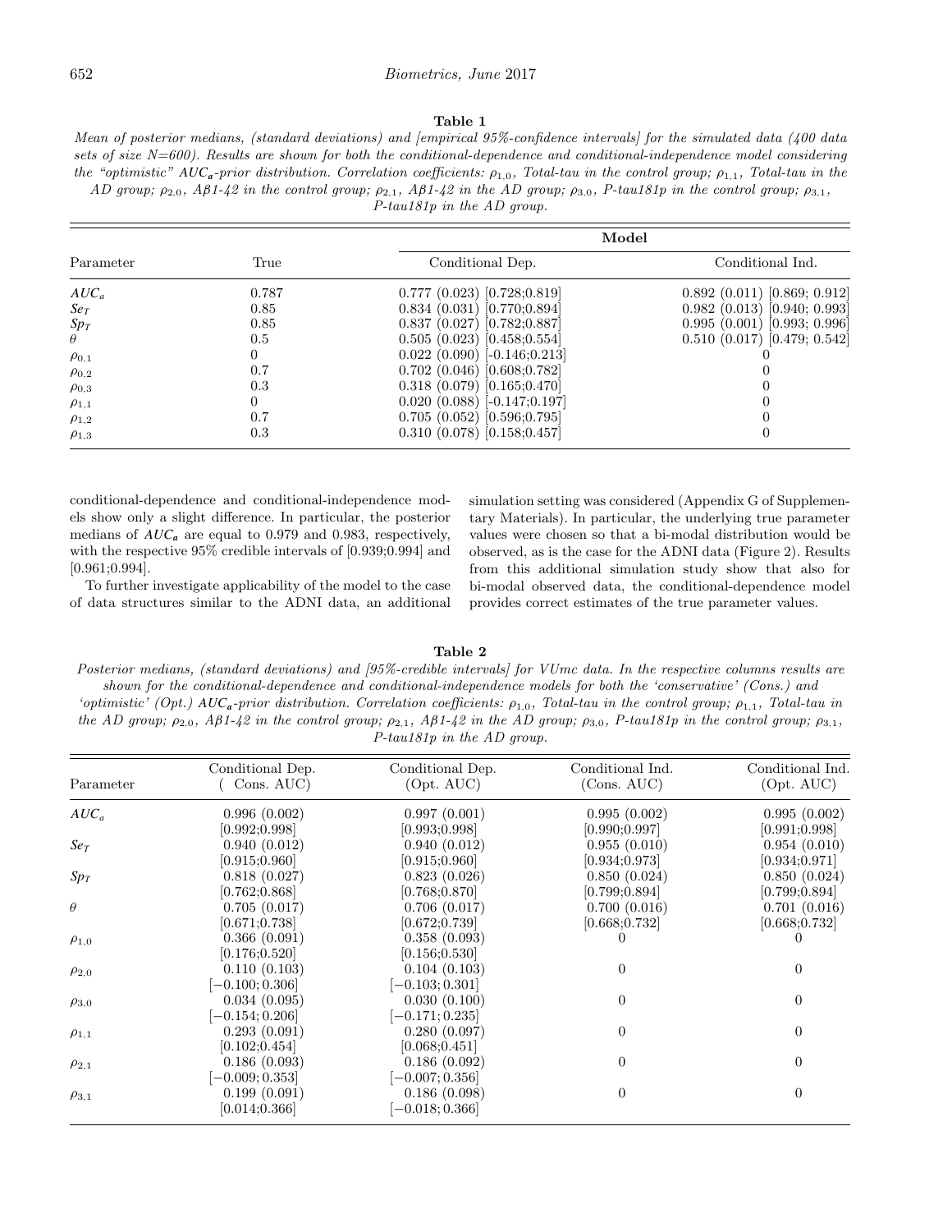**Table 1**

*Mean of posterior medians, (standard deviations) and [empirical 95%-confidence intervals] for the simulated data (400 data sets of size N=600). Results are shown for both the conditional-dependence and conditional-independence model considering the "optimistic" $AUC_a$-prior distribution. Correlation coefficients: $\rho_{1,0}$, Total-tau in the control group; $\rho_{1,1}$, Total-tau in the AD group; $\rho_{2,0}$, Aβ1-42 in the control group; $\rho_{2,1}$, Aβ1-42 in the AD group; $\rho_{3,0}$, P-tau181p in the control group; $\rho_{3,1}$, P-tau181p in the AD group.*

| Parameter | True | Model: Conditional Dep. | Model: Conditional Ind. |
|---|---|---|---|
| $AUC_a$ | 0.787 | 0.777 (0.023) [0.728;0.819] | 0.892 (0.011) [0.869; 0.912] |
| $Se_T$ | 0.85 | 0.834 (0.031) [0.770;0.894] | 0.982 (0.013) [0.940; 0.993] |
| $Sp_T$ | 0.85 | 0.837 (0.027) [0.782;0.887] | 0.995 (0.001) [0.993; 0.996] |
| $\theta$ | 0.5 | 0.505 (0.023) [0.458;0.554] | 0.510 (0.017) [0.479; 0.542] |
| $\rho_{0,1}$ | 0 | 0.022 (0.090) [-0.146;0.213] | 0 |
| $\rho_{0,2}$ | 0.7 | 0.702 (0.046) [0.608;0.782] | 0 |
| $\rho_{0,3}$ | 0.3 | 0.318 (0.079) [0.165;0.470] | 0 |
| $\rho_{1,1}$ | 0 | 0.020 (0.088) [-0.147;0.197] | 0 |
| $\rho_{1,2}$ | 0.7 | 0.705 (0.052) [0.596;0.795] | 0 |
| $\rho_{1,3}$ | 0.3 | 0.310 (0.078) [0.158;0.457] | 0 |

conditional-dependence and conditional-independence models show only a slight difference. In particular, the posterior medians of $AUC_a$ are equal to 0.979 and 0.983, respectively, with the respective 95% credible intervals of [0.939;0.994] and [0.961;0.994].

To further investigate applicability of the model to the case of data structures similar to the ADNI data, an additional simulation setting was considered (Appendix G of Supplementary Materials). In particular, the underlying true parameter values were chosen so that a bi-modal distribution would be observed, as is the case for the ADNI data (Figure 2). Results from this additional simulation study show that also for bi-modal observed data, the conditional-dependence model provides correct estimates of the true parameter values.

**Table 2**

*Posterior medians, (standard deviations) and [95%-credible intervals] for VUmc data. In the respective columns results are shown for the conditional-dependence and conditional-independence models for both the 'conservative' (Cons.) and 'optimistic' (Opt.) $AUC_a$-prior distribution. Correlation coefficients: $\rho_{1,0}$, Total-tau in the control group; $\rho_{1,1}$, Total-tau in the AD group; $\rho_{2,0}$, Aβ1-42 in the control group; $\rho_{2,1}$, Aβ1-42 in the AD group; $\rho_{3,0}$, P-tau181p in the control group; $\rho_{3,1}$, P-tau181p in the AD group.*

| Parameter | Conditional Dep. (Cons. AUC) | Conditional Dep. (Opt. AUC) | Conditional Ind. (Cons. AUC) | Conditional Ind. (Opt. AUC) |
|---|---|---|---|---|
| $AUC_a$ | 0.996 (0.002) [0.992;0.998] | 0.997 (0.001) [0.993;0.998] | 0.995 (0.002) [0.990;0.997] | 0.995 (0.002) [0.991;0.998] |
| $Se_T$ | 0.940 (0.012) [0.915;0.960] | 0.940 (0.012) [0.915;0.960] | 0.955 (0.010) [0.934;0.973] | 0.954 (0.010) [0.934;0.971] |
| $Sp_T$ | 0.818 (0.027) [0.762;0.868] | 0.823 (0.026) [0.768;0.870] | 0.850 (0.024) [0.799;0.894] | 0.850 (0.024) [0.799;0.894] |
| $\theta$ | 0.705 (0.017) [0.671;0.738] | 0.706 (0.017) [0.672;0.739] | 0.700 (0.016) [0.668;0.732] | 0.701 (0.016) [0.668;0.732] |
| $\rho_{1,0}$ | 0.366 (0.091) [0.176;0.520] | 0.358 (0.093) [0.156;0.530] | 0 | 0 |
| $\rho_{2,0}$ | 0.110 (0.103) [−0.100; 0.306] | 0.104 (0.103) [−0.103; 0.301] | 0 | 0 |
| $\rho_{3,0}$ | 0.034 (0.095) [−0.154; 0.206] | 0.030 (0.100) [−0.171; 0.235] | 0 | 0 |
| $\rho_{1,1}$ | 0.293 (0.091) [0.102;0.454] | 0.280 (0.097) [0.068;0.451] | 0 | 0 |
| $\rho_{2,1}$ | 0.186 (0.093) [−0.009; 0.353] | 0.186 (0.092) [−0.007; 0.356] | 0 | 0 |
| $\rho_{3,1}$ | 0.199 (0.091) [0.014;0.366] | 0.186 (0.098) [−0.018; 0.366] | 0 | 0 |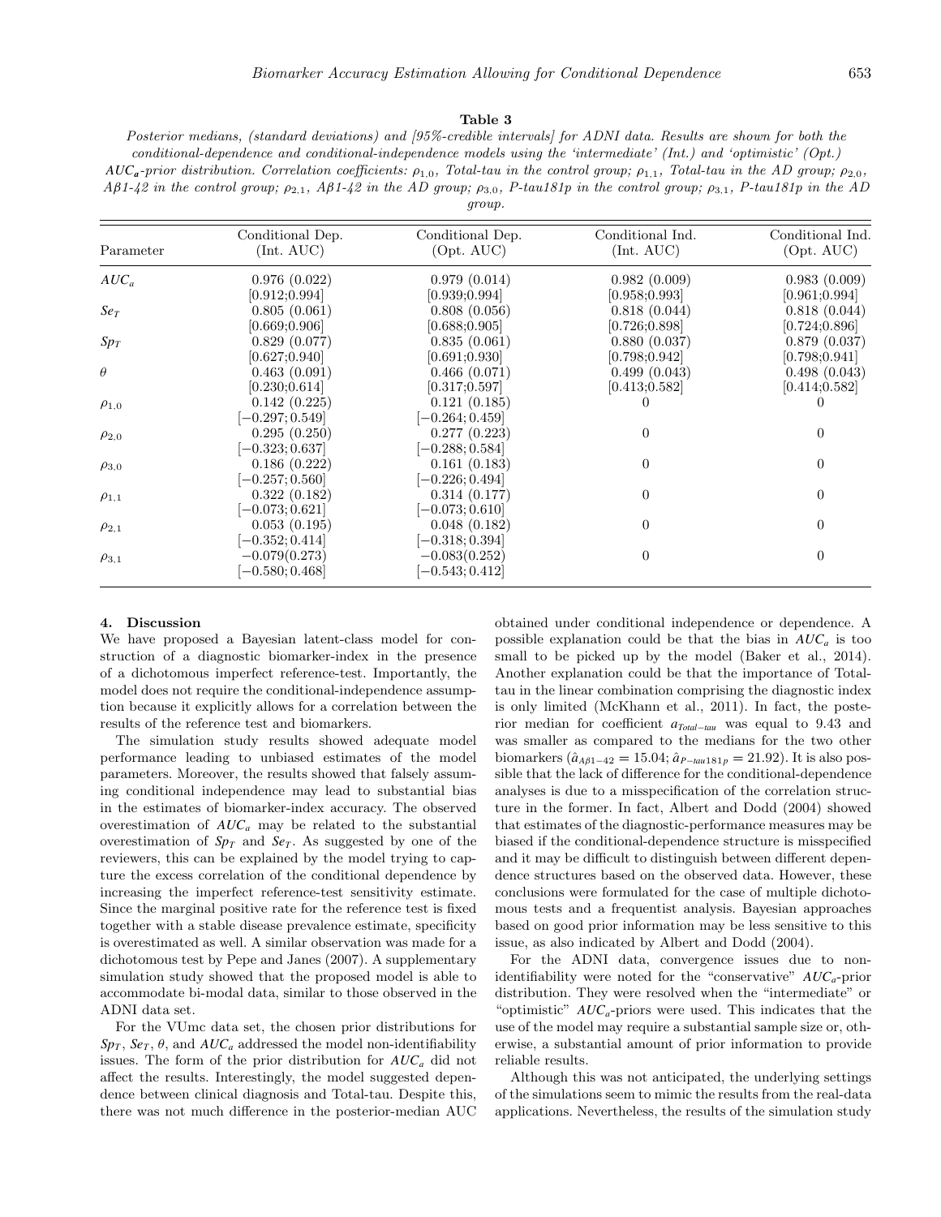**Table 3**

*Posterior medians, (standard deviations) and [95%-credible intervals] for ADNI data. Results are shown for both the conditional-dependence and conditional-independence models using the 'intermediate' (Int.) and 'optimistic' (Opt.) $AUC_a$-prior distribution. Correlation coefficients: $\rho_{1,0}$, Total-tau in the control group; $\rho_{1,1}$, Total-tau in the AD group; $\rho_{2,0}$, Aβ1-42 in the control group; $\rho_{2,1}$, Aβ1-42 in the AD group; $\rho_{3,0}$, P-tau181p in the control group; $\rho_{3,1}$, P-tau181p in the AD group.*

| Parameter | Conditional Dep. (Int. AUC) | Conditional Dep. (Opt. AUC) | Conditional Ind. (Int. AUC) | Conditional Ind. (Opt. AUC) |
|---|---|---|---|---|
| $AUC_a$ | 0.976 (0.022) [0.912;0.994] | 0.979 (0.014) [0.939;0.994] | 0.982 (0.009) [0.958;0.993] | 0.983 (0.009) [0.961;0.994] |
| $Se_T$ | 0.805 (0.061) [0.669;0.906] | 0.808 (0.056) [0.688;0.905] | 0.818 (0.044) [0.726;0.898] | 0.818 (0.044) [0.724;0.896] |
| $Sp_T$ | 0.829 (0.077) [0.627;0.940] | 0.835 (0.061) [0.691;0.930] | 0.880 (0.037) [0.798;0.942] | 0.879 (0.037) [0.798;0.941] |
| $\theta$ | 0.463 (0.091) [0.230;0.614] | 0.466 (0.071) [0.317;0.597] | 0.499 (0.043) [0.413;0.582] | 0.498 (0.043) [0.414;0.582] |
| $\rho_{1,0}$ | 0.142 (0.225) [−0.297; 0.549] | 0.121 (0.185) [−0.264; 0.459] | 0 | 0 |
| $\rho_{2,0}$ | 0.295 (0.250) [−0.323; 0.637] | 0.277 (0.223) [−0.288; 0.584] | 0 | 0 |
| $\rho_{3,0}$ | 0.186 (0.222) [−0.257; 0.560] | 0.161 (0.183) [−0.226; 0.494] | 0 | 0 |
| $\rho_{1,1}$ | 0.322 (0.182) [−0.073; 0.621] | 0.314 (0.177) [−0.073; 0.610] | 0 | 0 |
| $\rho_{2,1}$ | 0.053 (0.195) [−0.352; 0.414] | 0.048 (0.182) [−0.318; 0.394] | 0 | 0 |
| $\rho_{3,1}$ | −0.079(0.273) [−0.580; 0.468] | −0.083(0.252) [−0.543; 0.412] | 0 | 0 |

## 4. Discussion

We have proposed a Bayesian latent-class model for construction of a diagnostic biomarker-index in the presence of a dichotomous imperfect reference-test. Importantly, the model does not require the conditional-independence assumption because it explicitly allows for a correlation between the results of the reference test and biomarkers.

The simulation study results showed adequate model performance leading to unbiased estimates of the model parameters. Moreover, the results showed that falsely assuming conditional independence may lead to substantial bias in the estimates of biomarker-index accuracy. The observed overestimation of $AUC_a$ may be related to the substantial overestimation of $Sp_T$ and $Se_T$. As suggested by one of the reviewers, this can be explained by the model trying to capture the excess correlation of the conditional dependence by increasing the imperfect reference-test sensitivity estimate. Since the marginal positive rate for the reference test is fixed together with a stable disease prevalence estimate, specificity is overestimated as well. A similar observation was made for a dichotomous test by Pepe and Janes (2007). A supplementary simulation study showed that the proposed model is able to accommodate bi-modal data, similar to those observed in the ADNI data set.

For the VUmc data set, the chosen prior distributions for $Sp_T$, $Se_T$, $\theta$, and $AUC_a$ addressed the model non-identifiability issues. The form of the prior distribution for $AUC_a$ did not affect the results. Interestingly, the model suggested dependence between clinical diagnosis and Total-tau. Despite this, there was not much difference in the posterior-median AUC obtained under conditional independence or dependence. A possible explanation could be that the bias in $AUC_a$ is too small to be picked up by the model (Baker et al., 2014). Another explanation could be that the importance of Total-tau in the linear combination comprising the diagnostic index is only limited (McKhann et al., 2011). In fact, the posterior median for coefficient $a_{Total-tau}$ was equal to 9.43 and was smaller as compared to the medians for the two other biomarkers ($\hat{a}_{A\beta 1-42} = 15.04$; $\hat{a}_{P-tau181p} = 21.92$). It is also possible that the lack of difference for the conditional-dependence analyses is due to a misspecification of the correlation structure in the former. In fact, Albert and Dodd (2004) showed that estimates of the diagnostic-performance measures may be biased if the conditional-dependence structure is misspecified and it may be difficult to distinguish between different dependence structures based on the observed data. However, these conclusions were formulated for the case of multiple dichotomous tests and a frequentist analysis. Bayesian approaches based on good prior information may be less sensitive to this issue, as also indicated by Albert and Dodd (2004).

For the ADNI data, convergence issues due to non-identifiability were noted for the "conservative" $AUC_a$-prior distribution. They were resolved when the "intermediate" or "optimistic" $AUC_a$-priors were used. This indicates that the use of the model may require a substantial sample size or, otherwise, a substantial amount of prior information to provide reliable results.

Although this was not anticipated, the underlying settings of the simulations seem to mimic the results from the real-data applications. Nevertheless, the results of the simulation study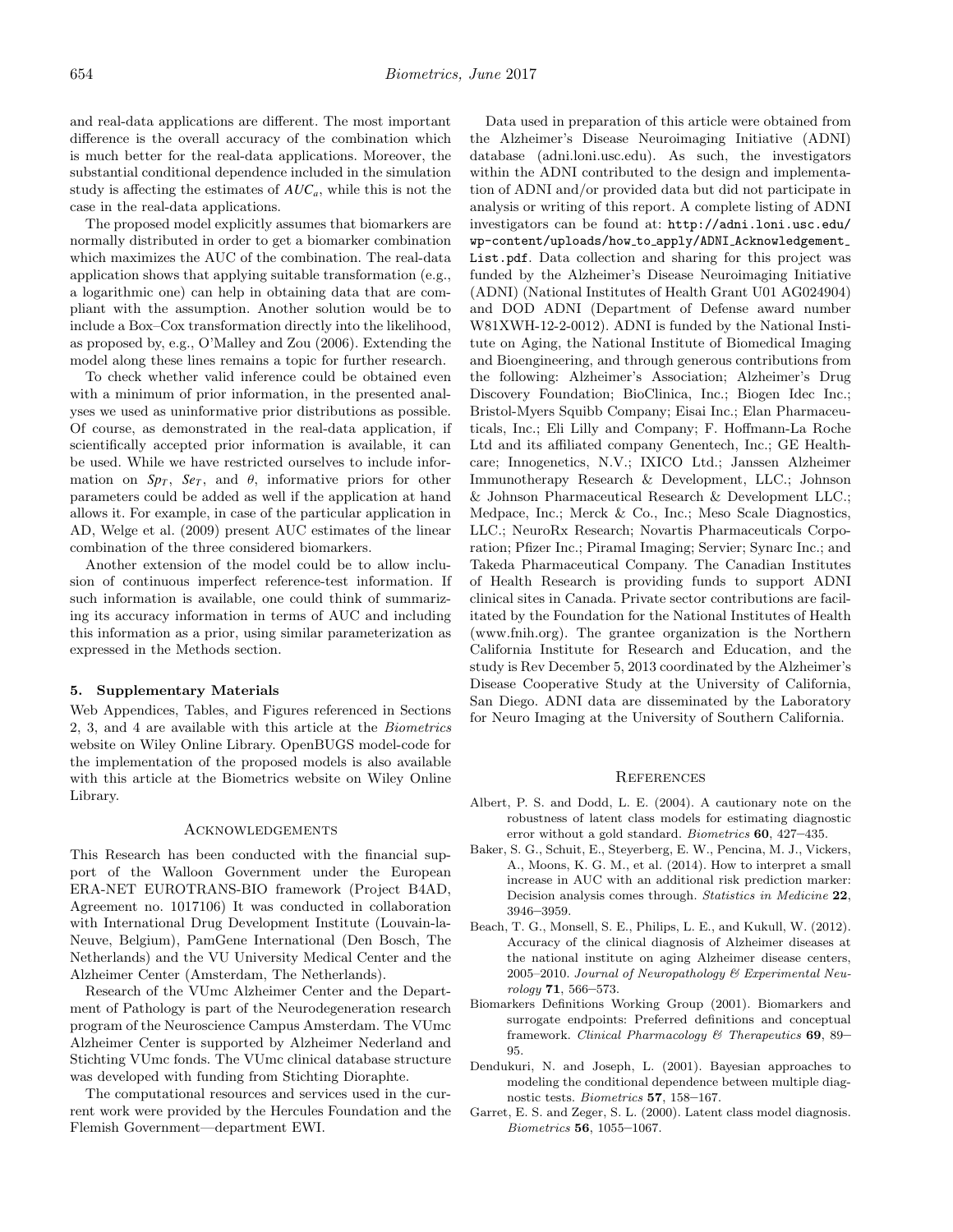and real-data applications are different. The most important difference is the overall accuracy of the combination which is much better for the real-data applications. Moreover, the substantial conditional dependence included in the simulation study is affecting the estimates of $AUC_a$, while this is not the case in the real-data applications.

The proposed model explicitly assumes that biomarkers are normally distributed in order to get a biomarker combination which maximizes the AUC of the combination. The real-data application shows that applying suitable transformation (e.g., a logarithmic one) can help in obtaining data that are compliant with the assumption. Another solution would be to include a Box–Cox transformation directly into the likelihood, as proposed by, e.g., O'Malley and Zou (2006). Extending the model along these lines remains a topic for further research.

To check whether valid inference could be obtained even with a minimum of prior information, in the presented analyses we used as uninformative prior distributions as possible. Of course, as demonstrated in the real-data application, if scientifically accepted prior information is available, it can be used. While we have restricted ourselves to include information on $Sp_T$, $Se_T$, and $\theta$, informative priors for other parameters could be added as well if the application at hand allows it. For example, in case of the particular application in AD, Welge et al. (2009) present AUC estimates of the linear combination of the three considered biomarkers.

Another extension of the model could be to allow inclusion of continuous imperfect reference-test information. If such information is available, one could think of summarizing its accuracy information in terms of AUC and including this information as a prior, using similar parameterization as expressed in the Methods section.

## 5. Supplementary Materials

Web Appendices, Tables, and Figures referenced in Sections 2, 3, and 4 are available with this article at the *Biometrics* website on Wiley Online Library. OpenBUGS model-code for the implementation of the proposed models is also available with this article at the Biometrics website on Wiley Online Library.

## Acknowledgements

This Research has been conducted with the financial support of the Walloon Government under the European ERA-NET EUROTRANS-BIO framework (Project B4AD, Agreement no. 1017106) It was conducted in collaboration with International Drug Development Institute (Louvain-la-Neuve, Belgium), PamGene International (Den Bosch, The Netherlands) and the VU University Medical Center and the Alzheimer Center (Amsterdam, The Netherlands).

Research of the VUmc Alzheimer Center and the Department of Pathology is part of the Neurodegeneration research program of the Neuroscience Campus Amsterdam. The VUmc Alzheimer Center is supported by Alzheimer Nederland and Stichting VUmc fonds. The VUmc clinical database structure was developed with funding from Stichting Dioraphte.

The computational resources and services used in the current work were provided by the Hercules Foundation and the Flemish Government—department EWI.

Data used in preparation of this article were obtained from the Alzheimer's Disease Neuroimaging Initiative (ADNI) database (adni.loni.usc.edu). As such, the investigators within the ADNI contributed to the design and implementation of ADNI and/or provided data but did not participate in analysis or writing of this report. A complete listing of ADNI investigators can be found at: http://adni.loni.usc.edu/wp-content/uploads/how_to_apply/ADNI_Acknowledgement_List.pdf. Data collection and sharing for this project was funded by the Alzheimer's Disease Neuroimaging Initiative (ADNI) (National Institutes of Health Grant U01 AG024904) and DOD ADNI (Department of Defense award number W81XWH-12-2-0012). ADNI is funded by the National Institute on Aging, the National Institute of Biomedical Imaging and Bioengineering, and through generous contributions from the following: Alzheimer's Association; Alzheimer's Drug Discovery Foundation; BioClinica, Inc.; Biogen Idec Inc.; Bristol-Myers Squibb Company; Eisai Inc.; Elan Pharmaceuticals, Inc.; Eli Lilly and Company; F. Hoffmann-La Roche Ltd and its affiliated company Genentech, Inc.; GE Healthcare; Innogenetics, N.V.; IXICO Ltd.; Janssen Alzheimer Immunotherapy Research & Development, LLC.; Johnson & Johnson Pharmaceutical Research & Development LLC.; Medpace, Inc.; Merck & Co., Inc.; Meso Scale Diagnostics, LLC.; NeuroRx Research; Novartis Pharmaceuticals Corporation; Pfizer Inc.; Piramal Imaging; Servier; Synarc Inc.; and Takeda Pharmaceutical Company. The Canadian Institutes of Health Research is providing funds to support ADNI clinical sites in Canada. Private sector contributions are facilitated by the Foundation for the National Institutes of Health (www.fnih.org). The grantee organization is the Northern California Institute for Research and Education, and the study is Rev December 5, 2013 coordinated by the Alzheimer's Disease Cooperative Study at the University of California, San Diego. ADNI data are disseminated by the Laboratory for Neuro Imaging at the University of Southern California.

## References

Albert, P. S. and Dodd, L. E. (2004). A cautionary note on the robustness of latent class models for estimating diagnostic error without a gold standard. *Biometrics* **60**, 427–435.

Baker, S. G., Schuit, E., Steyerberg, E. W., Pencina, M. J., Vickers, A., Moons, K. G. M., et al. (2014). How to interpret a small increase in AUC with an additional risk prediction marker: Decision analysis comes through. *Statistics in Medicine* **22**, 3946–3959.

Beach, T. G., Monsell, S. E., Philips, L. E., and Kukull, W. (2012). Accuracy of the clinical diagnosis of Alzheimer diseases at the national institute on aging Alzheimer disease centers, 2005–2010. *Journal of Neuropathology & Experimental Neurology* **71**, 566–573.

Biomarkers Definitions Working Group (2001). Biomarkers and surrogate endpoints: Preferred definitions and conceptual framework. *Clinical Pharmacology & Therapeutics* **69**, 89–95.

Dendukuri, N. and Joseph, L. (2001). Bayesian approaches to modeling the conditional dependence between multiple diagnostic tests. *Biometrics* **57**, 158–167.

Garret, E. S. and Zeger, S. L. (2000). Latent class model diagnosis. *Biometrics* **56**, 1055–1067.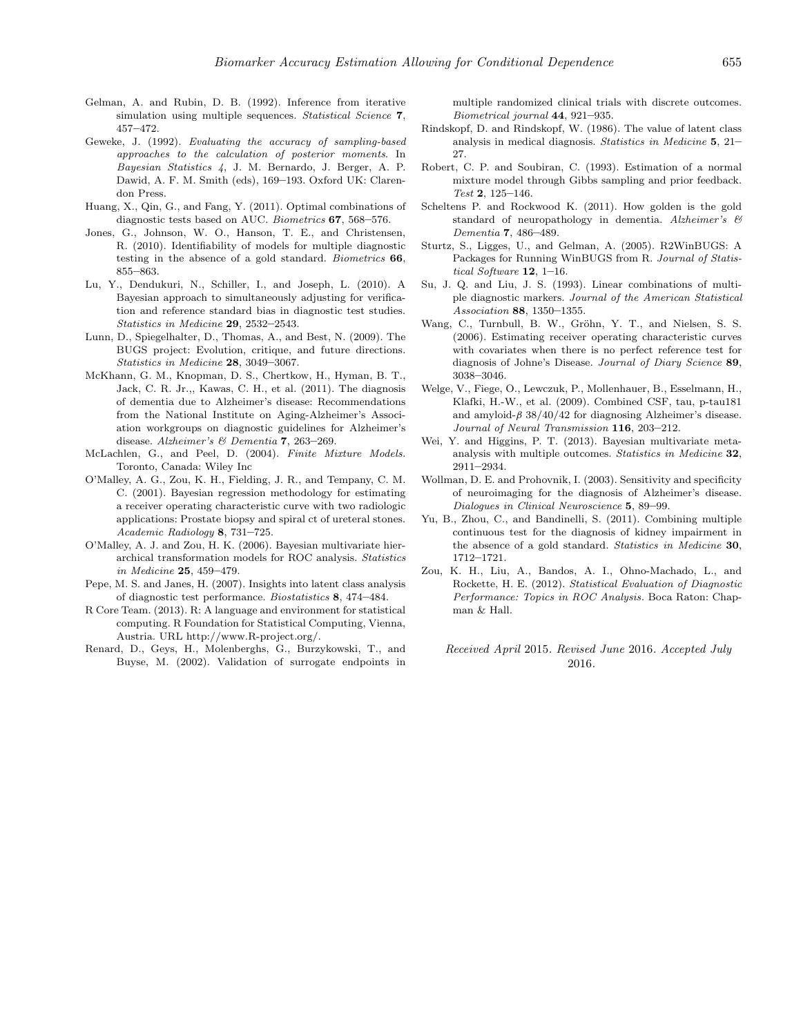Gelman, A. and Rubin, D. B. (1992). Inference from iterative simulation using multiple sequences. *Statistical Science* **7**, 457–472.

Geweke, J. (1992). *Evaluating the accuracy of sampling-based approaches to the calculation of posterior moments*. In *Bayesian Statistics 4*, J. M. Bernardo, J. Berger, A. P. Dawid, A. F. M. Smith (eds), 169–193. Oxford UK: Clarendon Press.

Huang, X., Qin, G., and Fang, Y. (2011). Optimal combinations of diagnostic tests based on AUC. *Biometrics* **67**, 568–576.

Jones, G., Johnson, W. O., Hanson, T. E., and Christensen, R. (2010). Identifiability of models for multiple diagnostic testing in the absence of a gold standard. *Biometrics* **66**, 855–863.

Lu, Y., Dendukuri, N., Schiller, I., and Joseph, L. (2010). A Bayesian approach to simultaneously adjusting for verification and reference standard bias in diagnostic test studies. *Statistics in Medicine* **29**, 2532–2543.

Lunn, D., Spiegelhalter, D., Thomas, A., and Best, N. (2009). The BUGS project: Evolution, critique, and future directions. *Statistics in Medicine* **28**, 3049–3067.

McKhann, G. M., Knopman, D. S., Chertkow, H., Hyman, B. T., Jack, C. R. Jr.,, Kawas, C. H., et al. (2011). The diagnosis of dementia due to Alzheimer's disease: Recommendations from the National Institute on Aging-Alzheimer's Association workgroups on diagnostic guidelines for Alzheimer's disease. *Alzheimer's & Dementia* **7**, 263–269.

McLachlen, G., and Peel, D. (2004). *Finite Mixture Models.* Toronto, Canada: Wiley Inc

O'Malley, A. G., Zou, K. H., Fielding, J. R., and Tempany, C. M. C. (2001). Bayesian regression methodology for estimating a receiver operating characteristic curve with two radiologic applications: Prostate biopsy and spiral ct of ureteral stones. *Academic Radiology* **8**, 731–725.

O'Malley, A. J. and Zou, H. K. (2006). Bayesian multivariate hierarchical transformation models for ROC analysis. *Statistics in Medicine* **25**, 459–479.

Pepe, M. S. and Janes, H. (2007). Insights into latent class analysis of diagnostic test performance. *Biostatistics* **8**, 474–484.

R Core Team. (2013). R: A language and environment for statistical computing. R Foundation for Statistical Computing, Vienna, Austria. URL http://www.R-project.org/.

Renard, D., Geys, H., Molenberghs, G., Burzykowski, T., and Buyse, M. (2002). Validation of surrogate endpoints in multiple randomized clinical trials with discrete outcomes. *Biometrical journal* **44**, 921–935.

Rindskopf, D. and Rindskopf, W. (1986). The value of latent class analysis in medical diagnosis. *Statistics in Medicine* **5**, 21–27.

Robert, C. P. and Soubiran, C. (1993). Estimation of a normal mixture model through Gibbs sampling and prior feedback. *Test* **2**, 125–146.

Scheltens P. and Rockwood K. (2011). How golden is the gold standard of neuropathology in dementia. *Alzheimer's & Dementia* **7**, 486–489.

Sturtz, S., Ligges, U., and Gelman, A. (2005). R2WinBUGS: A Packages for Running WinBUGS from R. *Journal of Statistical Software* **12**, 1–16.

Su, J. Q. and Liu, J. S. (1993). Linear combinations of multiple diagnostic markers. *Journal of the American Statistical Association* **88**, 1350–1355.

Wang, C., Turnbull, B. W., Gröhn, Y. T., and Nielsen, S. S. (2006). Estimating receiver operating characteristic curves with covariates when there is no perfect reference test for diagnosis of Johne's Disease. *Journal of Diary Science* **89**, 3038–3046.

Welge, V., Fiege, O., Lewczuk, P., Mollenhauer, B., Esselmann, H., Klafki, H.-W., et al. (2009). Combined CSF, tau, p-tau181 and amyloid-$\beta$ 38/40/42 for diagnosing Alzheimer's disease. *Journal of Neural Transmission* **116**, 203–212.

Wei, Y. and Higgins, P. T. (2013). Bayesian multivariate meta-analysis with multiple outcomes. *Statistics in Medicine* **32**, 2911–2934.

Wollman, D. E. and Prohovnik, I. (2003). Sensitivity and specificity of neuroimaging for the diagnosis of Alzheimer's disease. *Dialogues in Clinical Neuroscience* **5**, 89–99.

Yu, B., Zhou, C., and Bandinelli, S. (2011). Combining multiple continuous test for the diagnosis of kidney impairment in the absence of a gold standard. *Statistics in Medicine* **30**, 1712–1721.

Zou, K. H., Liu, A., Bandos, A. I., Ohno-Machado, L., and Rockette, H. E. (2012). *Statistical Evaluation of Diagnostic Performance: Topics in ROC Analysis.* Boca Raton: Chapman & Hall.

*Received April* 2015. *Revised June* 2016. *Accepted July* 2016.